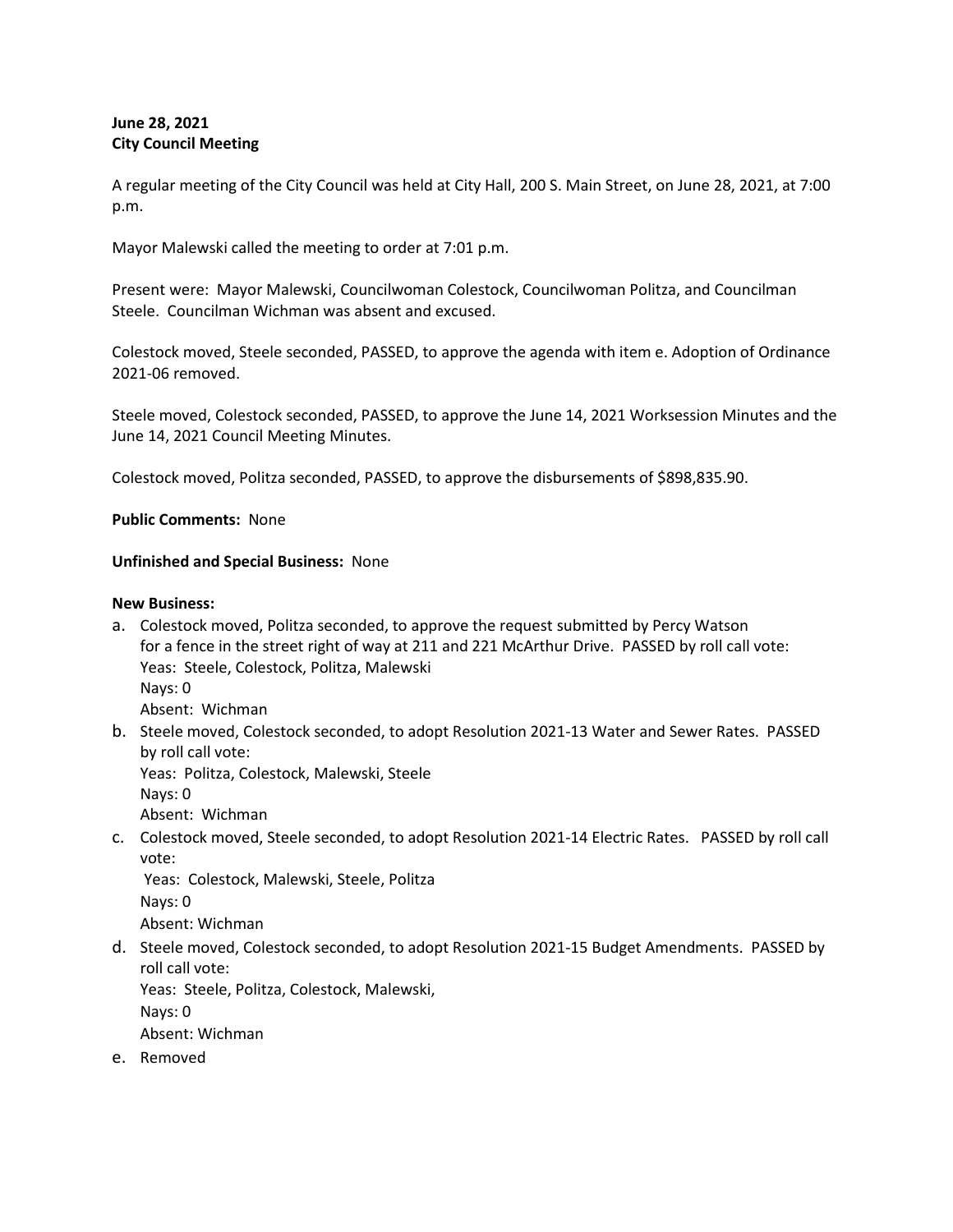**June 28, 2021**
**City Council Meeting**

A regular meeting of the City Council was held at City Hall, 200 S. Main Street, on June 28, 2021, at 7:00 p.m.

Mayor Malewski called the meeting to order at 7:01 p.m.

Present were: Mayor Malewski, Councilwoman Colestock, Councilwoman Politza, and Councilman Steele. Councilman Wichman was absent and excused.

Colestock moved, Steele seconded, PASSED, to approve the agenda with item e. Adoption of Ordinance 2021-06 removed.

Steele moved, Colestock seconded, PASSED, to approve the June 14, 2021 Worksession Minutes and the June 14, 2021 Council Meeting Minutes.

Colestock moved, Politza seconded, PASSED, to approve the disbursements of $898,835.90.

**Public Comments:** None

**Unfinished and Special Business:** None

**New Business:**

a. Colestock moved, Politza seconded, to approve the request submitted by Percy Watson for a fence in the street right of way at 211 and 221 McArthur Drive. PASSED by roll call vote:
   Yeas: Steele, Colestock, Politza, Malewski
   Nays: 0
   Absent: Wichman
b. Steele moved, Colestock seconded, to adopt Resolution 2021-13 Water and Sewer Rates. PASSED by roll call vote:
   Yeas: Politza, Colestock, Malewski, Steele
   Nays: 0
   Absent: Wichman
c. Colestock moved, Steele seconded, to adopt Resolution 2021-14 Electric Rates. PASSED by roll call vote:
   Yeas: Colestock, Malewski, Steele, Politza
   Nays: 0
   Absent: Wichman
d. Steele moved, Colestock seconded, to adopt Resolution 2021-15 Budget Amendments. PASSED by roll call vote:
   Yeas: Steele, Politza, Colestock, Malewski,
   Nays: 0
   Absent: Wichman
e. Removed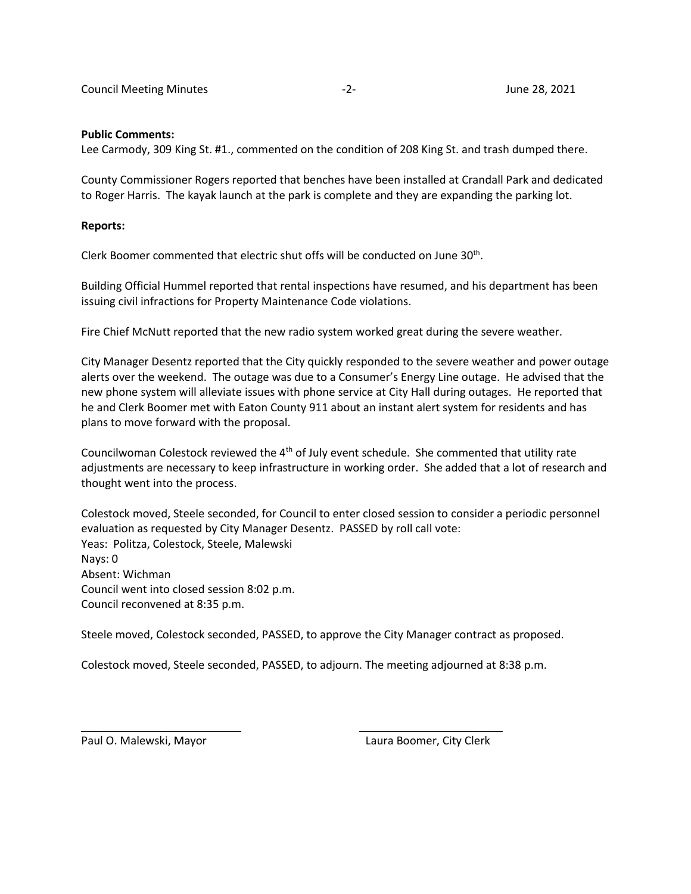**Public Comments:**
Lee Carmody, 309 King St. #1., commented on the condition of 208 King St. and trash dumped there.

County Commissioner Rogers reported that benches have been installed at Crandall Park and dedicated to Roger Harris. The kayak launch at the park is complete and they are expanding the parking lot.

**Reports:**

Clerk Boomer commented that electric shut offs will be conducted on June 30th.

Building Official Hummel reported that rental inspections have resumed, and his department has been issuing civil infractions for Property Maintenance Code violations.

Fire Chief McNutt reported that the new radio system worked great during the severe weather.

City Manager Desentz reported that the City quickly responded to the severe weather and power outage alerts over the weekend. The outage was due to a Consumer's Energy Line outage. He advised that the new phone system will alleviate issues with phone service at City Hall during outages. He reported that he and Clerk Boomer met with Eaton County 911 about an instant alert system for residents and has plans to move forward with the proposal.

Councilwoman Colestock reviewed the 4th of July event schedule. She commented that utility rate adjustments are necessary to keep infrastructure in working order. She added that a lot of research and thought went into the process.

Colestock moved, Steele seconded, for Council to enter closed session to consider a periodic personnel evaluation as requested by City Manager Desentz. PASSED by roll call vote:
Yeas: Politza, Colestock, Steele, Malewski
Nays: 0
Absent: Wichman
Council went into closed session 8:02 p.m.
Council reconvened at 8:35 p.m.

Steele moved, Colestock seconded, PASSED, to approve the City Manager contract as proposed.

Colestock moved, Steele seconded, PASSED, to adjourn. The meeting adjourned at 8:38 p.m.

Paul O. Malewski, Mayor

Laura Boomer, City Clerk